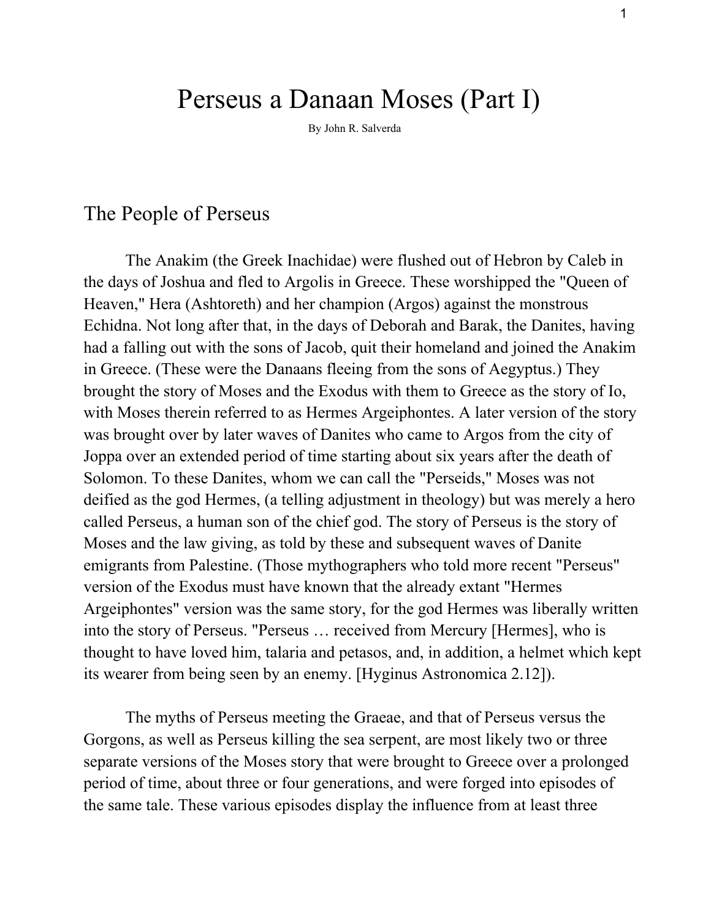# Perseus a Danaan Moses (Part I)

By John R. Salverda

## The People of Perseus

The Anakim (the Greek Inachidae) were flushed out of Hebron by Caleb in the days of Joshua and fled to Argolis in Greece. These worshipped the "Queen of Heaven," Hera (Ashtoreth) and her champion (Argos) against the monstrous Echidna. Not long after that, in the days of Deborah and Barak, the Danites, having had a falling out with the sons of Jacob, quit their homeland and joined the Anakim in Greece. (These were the Danaans fleeing from the sons of Aegyptus.) They brought the story of Moses and the Exodus with them to Greece as the story of Io, with Moses therein referred to as Hermes Argeiphontes. A later version of the story was brought over by later waves of Danites who came to Argos from the city of Joppa over an extended period of time starting about six years after the death of Solomon. To these Danites, whom we can call the "Perseids," Moses was not deified as the god Hermes, (a telling adjustment in theology) but was merely a hero called Perseus, a human son of the chief god. The story of Perseus is the story of Moses and the law giving, as told by these and subsequent waves of Danite emigrants from Palestine. (Those mythographers who told more recent "Perseus" version of the Exodus must have known that the already extant "Hermes Argeiphontes" version was the same story, for the god Hermes was liberally written into the story of Perseus. "Perseus … received from Mercury [Hermes], who is thought to have loved him, talaria and petasos, and, in addition, a helmet which kept its wearer from being seen by an enemy. [Hyginus Astronomica 2.12]).

The myths of Perseus meeting the Graeae, and that of Perseus versus the Gorgons, as well as Perseus killing the sea serpent, are most likely two or three separate versions of the Moses story that were brought to Greece over a prolonged period of time, about three or four generations, and were forged into episodes of the same tale. These various episodes display the influence from at least three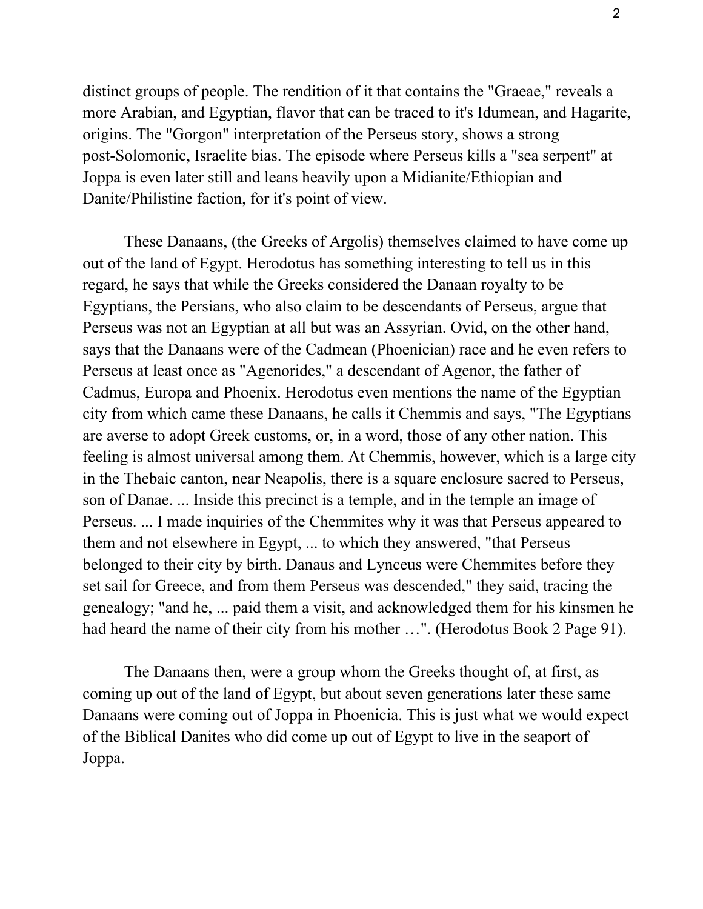distinct groups of people. The rendition of it that contains the "Graeae," reveals a more Arabian, and Egyptian, flavor that can be traced to it's Idumean, and Hagarite, origins. The "Gorgon" interpretation of the Perseus story, shows a strong post-Solomonic, Israelite bias. The episode where Perseus kills a "sea serpent" at Joppa is even later still and leans heavily upon a Midianite/Ethiopian and Danite/Philistine faction, for it's point of view.

These Danaans, (the Greeks of Argolis) themselves claimed to have come up out of the land of Egypt. Herodotus has something interesting to tell us in this regard, he says that while the Greeks considered the Danaan royalty to be Egyptians, the Persians, who also claim to be descendants of Perseus, argue that Perseus was not an Egyptian at all but was an Assyrian. Ovid, on the other hand, says that the Danaans were of the Cadmean (Phoenician) race and he even refers to Perseus at least once as "Agenorides," a descendant of Agenor, the father of Cadmus, Europa and Phoenix. Herodotus even mentions the name of the Egyptian city from which came these Danaans, he calls it Chemmis and says, "The Egyptians are averse to adopt Greek customs, or, in a word, those of any other nation. This feeling is almost universal among them. At Chemmis, however, which is a large city in the Thebaic canton, near Neapolis, there is a square enclosure sacred to Perseus, son of Danae. ... Inside this precinct is a temple, and in the temple an image of Perseus. ... I made inquiries of the Chemmites why it was that Perseus appeared to them and not elsewhere in Egypt, ... to which they answered, "that Perseus belonged to their city by birth. Danaus and Lynceus were Chemmites before they set sail for Greece, and from them Perseus was descended," they said, tracing the genealogy; "and he, ... paid them a visit, and acknowledged them for his kinsmen he had heard the name of their city from his mother …". (Herodotus Book 2 Page 91).

The Danaans then, were a group whom the Greeks thought of, at first, as coming up out of the land of Egypt, but about seven generations later these same Danaans were coming out of Joppa in Phoenicia. This is just what we would expect of the Biblical Danites who did come up out of Egypt to live in the seaport of Joppa.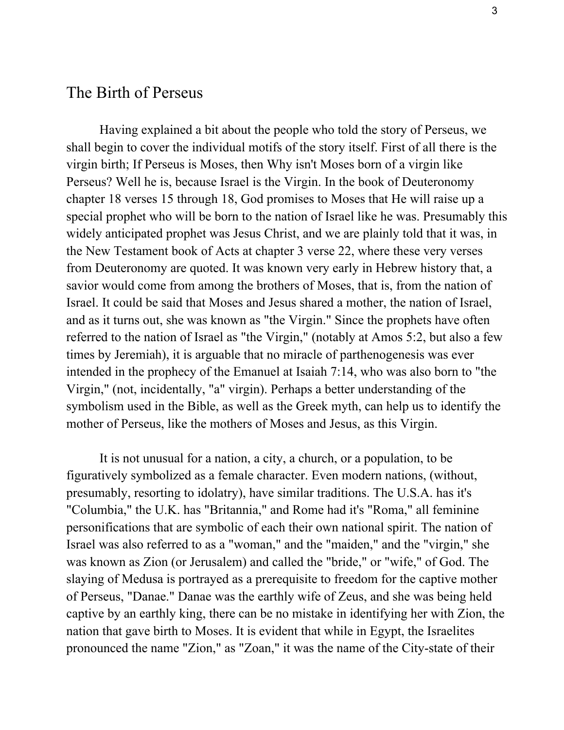## The Birth of Perseus

Having explained a bit about the people who told the story of Perseus, we shall begin to cover the individual motifs of the story itself. First of all there is the virgin birth; If Perseus is Moses, then Why isn't Moses born of a virgin like Perseus? Well he is, because Israel is the Virgin. In the book of Deuteronomy chapter 18 verses 15 through 18, God promises to Moses that He will raise up a special prophet who will be born to the nation of Israel like he was. Presumably this widely anticipated prophet was Jesus Christ, and we are plainly told that it was, in the New Testament book of Acts at chapter 3 verse 22, where these very verses from Deuteronomy are quoted. It was known very early in Hebrew history that, a savior would come from among the brothers of Moses, that is, from the nation of Israel. It could be said that Moses and Jesus shared a mother, the nation of Israel, and as it turns out, she was known as "the Virgin." Since the prophets have often referred to the nation of Israel as "the Virgin," (notably at Amos 5:2, but also a few times by Jeremiah), it is arguable that no miracle of parthenogenesis was ever intended in the prophecy of the Emanuel at Isaiah 7:14, who was also born to "the Virgin," (not, incidentally, "a" virgin). Perhaps a better understanding of the symbolism used in the Bible, as well as the Greek myth, can help us to identify the mother of Perseus, like the mothers of Moses and Jesus, as this Virgin.

It is not unusual for a nation, a city, a church, or a population, to be figuratively symbolized as a female character. Even modern nations, (without, presumably, resorting to idolatry), have similar traditions. The U.S.A. has it's "Columbia," the U.K. has "Britannia," and Rome had it's "Roma," all feminine personifications that are symbolic of each their own national spirit. The nation of Israel was also referred to as a "woman," and the "maiden," and the "virgin," she was known as Zion (or Jerusalem) and called the "bride," or "wife," of God. The slaying of Medusa is portrayed as a prerequisite to freedom for the captive mother of Perseus, "Danae." Danae was the earthly wife of Zeus, and she was being held captive by an earthly king, there can be no mistake in identifying her with Zion, the nation that gave birth to Moses. It is evident that while in Egypt, the Israelites pronounced the name "Zion," as "Zoan," it was the name of the City-state of their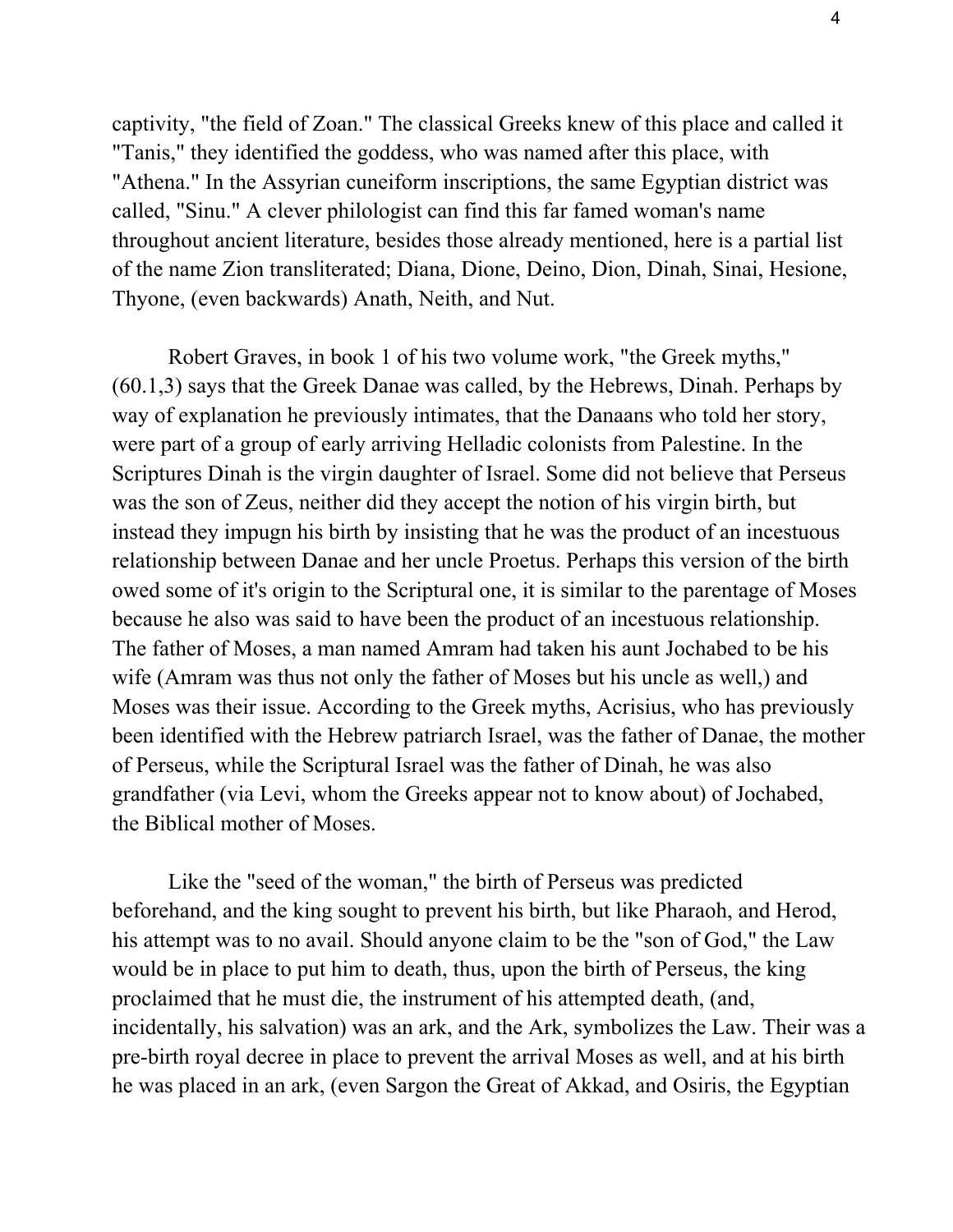captivity, "the field of Zoan." The classical Greeks knew of this place and called it "Tanis," they identified the goddess, who was named after this place, with "Athena." In the Assyrian cuneiform inscriptions, the same Egyptian district was called, "Sinu." A clever philologist can find this far famed woman's name throughout ancient literature, besides those already mentioned, here is a partial list of the name Zion transliterated; Diana, Dione, Deino, Dion, Dinah, Sinai, Hesione, Thyone, (even backwards) Anath, Neith, and Nut.

Robert Graves, in book 1 of his two volume work, "the Greek myths," (60.1,3) says that the Greek Danae was called, by the Hebrews, Dinah. Perhaps by way of explanation he previously intimates, that the Danaans who told her story, were part of a group of early arriving Helladic colonists from Palestine. In the Scriptures Dinah is the virgin daughter of Israel. Some did not believe that Perseus was the son of Zeus, neither did they accept the notion of his virgin birth, but instead they impugn his birth by insisting that he was the product of an incestuous relationship between Danae and her uncle Proetus. Perhaps this version of the birth owed some of it's origin to the Scriptural one, it is similar to the parentage of Moses because he also was said to have been the product of an incestuous relationship. The father of Moses, a man named Amram had taken his aunt Jochabed to be his wife (Amram was thus not only the father of Moses but his uncle as well,) and Moses was their issue. According to the Greek myths, Acrisius, who has previously been identified with the Hebrew patriarch Israel, was the father of Danae, the mother of Perseus, while the Scriptural Israel was the father of Dinah, he was also grandfather (via Levi, whom the Greeks appear not to know about) of Jochabed, the Biblical mother of Moses.

Like the "seed of the woman," the birth of Perseus was predicted beforehand, and the king sought to prevent his birth, but like Pharaoh, and Herod, his attempt was to no avail. Should anyone claim to be the "son of God," the Law would be in place to put him to death, thus, upon the birth of Perseus, the king proclaimed that he must die, the instrument of his attempted death, (and, incidentally, his salvation) was an ark, and the Ark, symbolizes the Law. Their was a pre-birth royal decree in place to prevent the arrival Moses as well, and at his birth he was placed in an ark, (even Sargon the Great of Akkad, and Osiris, the Egyptian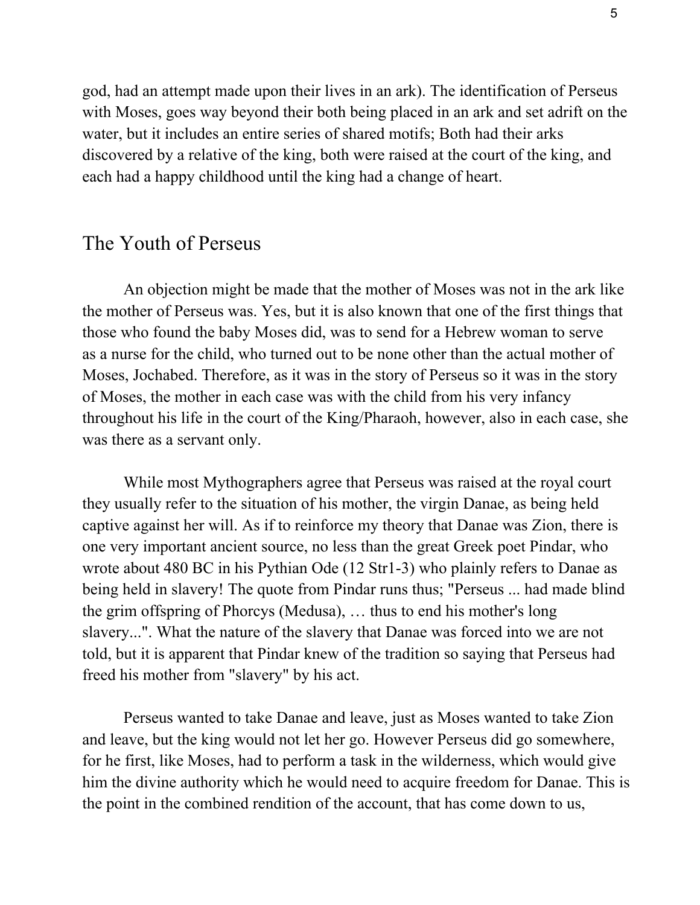god, had an attempt made upon their lives in an ark). The identification of Perseus with Moses, goes way beyond their both being placed in an ark and set adrift on the water, but it includes an entire series of shared motifs; Both had their arks discovered by a relative of the king, both were raised at the court of the king, and each had a happy childhood until the king had a change of heart.

## The Youth of Perseus

An objection might be made that the mother of Moses was not in the ark like the mother of Perseus was. Yes, but it is also known that one of the first things that those who found the baby Moses did, was to send for a Hebrew woman to serve as a nurse for the child, who turned out to be none other than the actual mother of Moses, Jochabed. Therefore, as it was in the story of Perseus so it was in the story of Moses, the mother in each case was with the child from his very infancy throughout his life in the court of the King/Pharaoh, however, also in each case, she was there as a servant only.

While most Mythographers agree that Perseus was raised at the royal court they usually refer to the situation of his mother, the virgin Danae, as being held captive against her will. As if to reinforce my theory that Danae was Zion, there is one very important ancient source, no less than the great Greek poet Pindar, who wrote about 480 BC in his Pythian Ode (12 Str1-3) who plainly refers to Danae as being held in slavery! The quote from Pindar runs thus; "Perseus ... had made blind the grim offspring of Phorcys (Medusa), … thus to end his mother's long slavery...". What the nature of the slavery that Danae was forced into we are not told, but it is apparent that Pindar knew of the tradition so saying that Perseus had freed his mother from "slavery" by his act.

Perseus wanted to take Danae and leave, just as Moses wanted to take Zion and leave, but the king would not let her go. However Perseus did go somewhere, for he first, like Moses, had to perform a task in the wilderness, which would give him the divine authority which he would need to acquire freedom for Danae. This is the point in the combined rendition of the account, that has come down to us,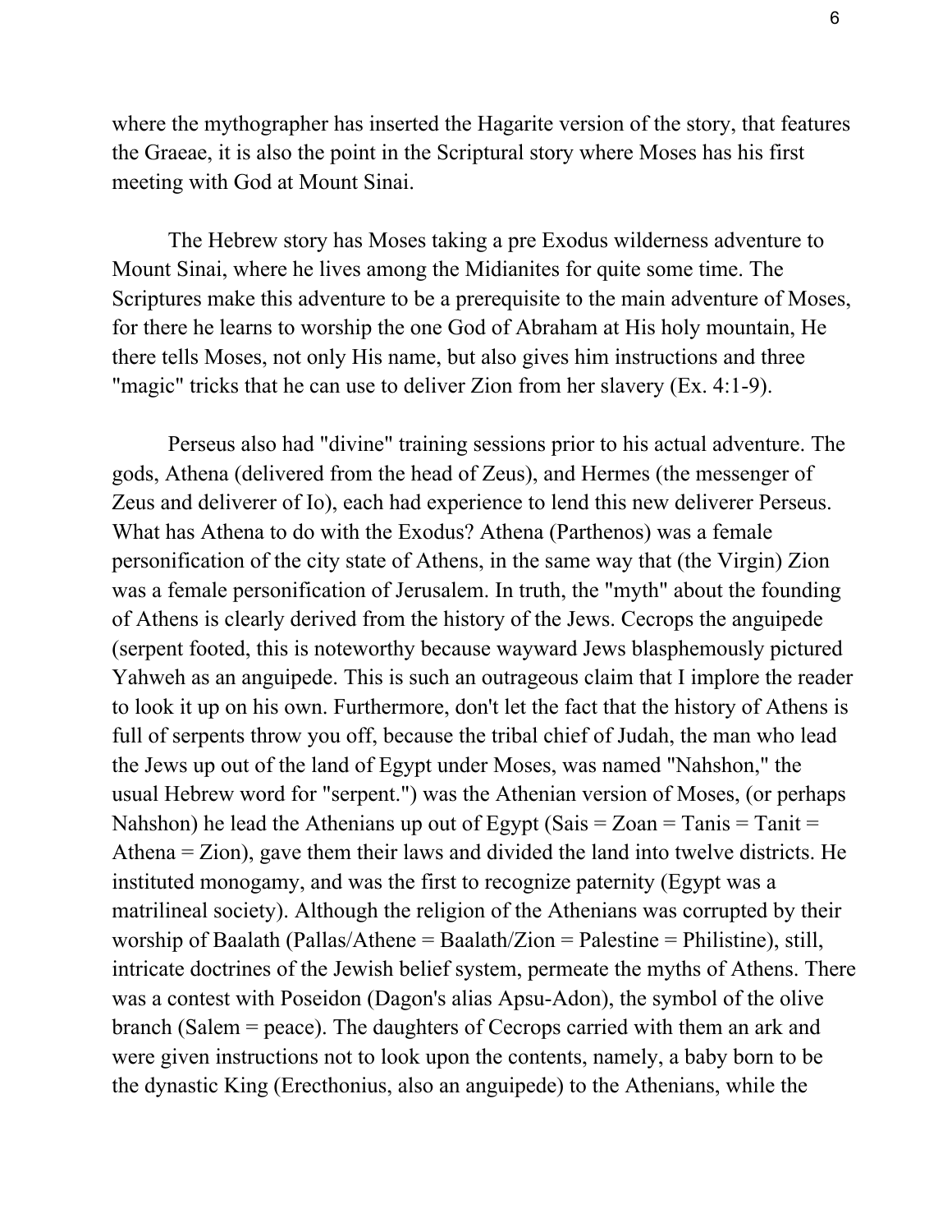where the mythographer has inserted the Hagarite version of the story, that features the Graeae, it is also the point in the Scriptural story where Moses has his first meeting with God at Mount Sinai.

The Hebrew story has Moses taking a pre Exodus wilderness adventure to Mount Sinai, where he lives among the Midianites for quite some time. The Scriptures make this adventure to be a prerequisite to the main adventure of Moses, for there he learns to worship the one God of Abraham at His holy mountain, He there tells Moses, not only His name, but also gives him instructions and three "magic" tricks that he can use to deliver Zion from her slavery (Ex. 4:1-9).

Perseus also had "divine" training sessions prior to his actual adventure. The gods, Athena (delivered from the head of Zeus), and Hermes (the messenger of Zeus and deliverer of Io), each had experience to lend this new deliverer Perseus. What has Athena to do with the Exodus? Athena (Parthenos) was a female personification of the city state of Athens, in the same way that (the Virgin) Zion was a female personification of Jerusalem. In truth, the "myth" about the founding of Athens is clearly derived from the history of the Jews. Cecrops the anguipede (serpent footed, this is noteworthy because wayward Jews blasphemously pictured Yahweh as an anguipede. This is such an outrageous claim that I implore the reader to look it up on his own. Furthermore, don't let the fact that the history of Athens is full of serpents throw you off, because the tribal chief of Judah, the man who lead the Jews up out of the land of Egypt under Moses, was named "Nahshon," the usual Hebrew word for "serpent.") was the Athenian version of Moses, (or perhaps Nahshon) he lead the Athenians up out of Egypt (Sais = Zoan = Tanis = Tanit = Athena = Zion), gave them their laws and divided the land into twelve districts. He instituted monogamy, and was the first to recognize paternity (Egypt was a matrilineal society). Although the religion of the Athenians was corrupted by their worship of Baalath (Pallas/Athene = Baalath/Zion = Palestine = Philistine), still, intricate doctrines of the Jewish belief system, permeate the myths of Athens. There was a contest with Poseidon (Dagon's alias Apsu-Adon), the symbol of the olive branch (Salem = peace). The daughters of Cecrops carried with them an ark and were given instructions not to look upon the contents, namely, a baby born to be the dynastic King (Erecthonius, also an anguipede) to the Athenians, while the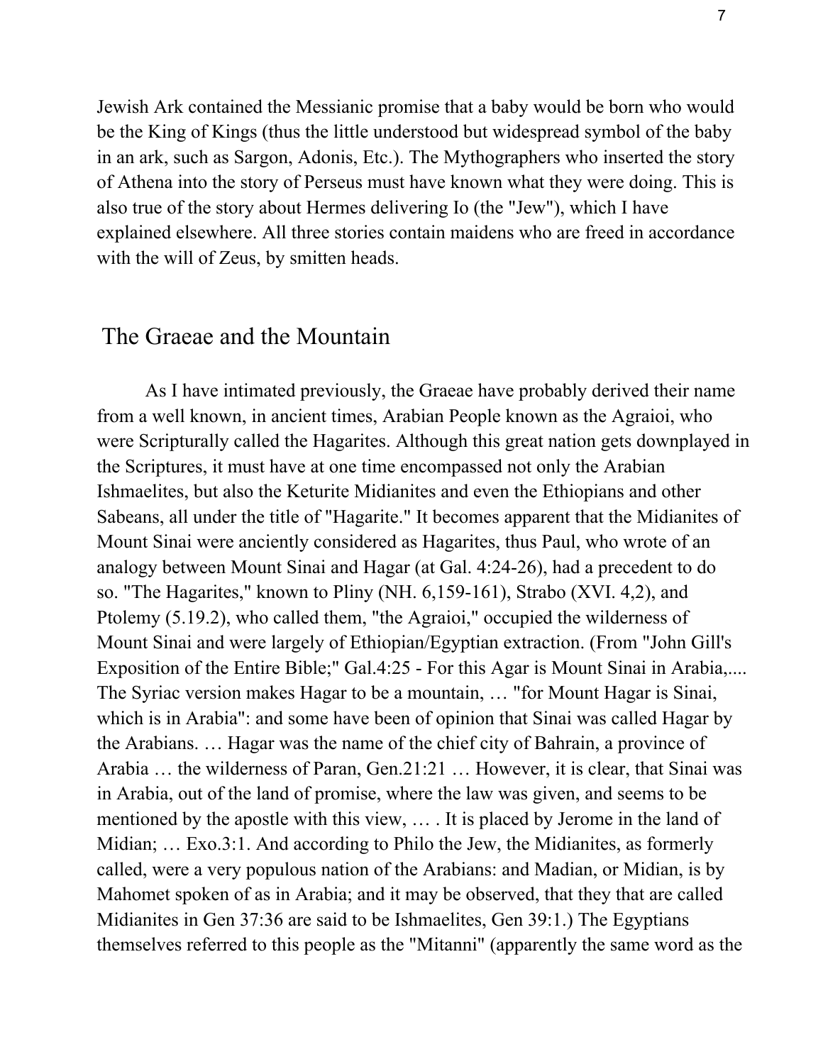Jewish Ark contained the Messianic promise that a baby would be born who would be the King of Kings (thus the little understood but widespread symbol of the baby in an ark, such as Sargon, Adonis, Etc.). The Mythographers who inserted the story of Athena into the story of Perseus must have known what they were doing. This is also true of the story about Hermes delivering Io (the "Jew"), which I have explained elsewhere. All three stories contain maidens who are freed in accordance with the will of Zeus, by smitten heads.

## The Graeae and the Mountain

As I have intimated previously, the Graeae have probably derived their name from a well known, in ancient times, Arabian People known as the Agraioi, who were Scripturally called the Hagarites. Although this great nation gets downplayed in the Scriptures, it must have at one time encompassed not only the Arabian Ishmaelites, but also the Keturite Midianites and even the Ethiopians and other Sabeans, all under the title of "Hagarite." It becomes apparent that the Midianites of Mount Sinai were anciently considered as Hagarites, thus Paul, who wrote of an analogy between Mount Sinai and Hagar (at Gal. 4:24-26), had a precedent to do so. "The Hagarites," known to Pliny (NH. 6,159-161), Strabo (XVI. 4,2), and Ptolemy (5.19.2), who called them, "the Agraioi," occupied the wilderness of Mount Sinai and were largely of Ethiopian/Egyptian extraction. (From "John Gill's Exposition of the Entire Bible;" Gal.4:25 - For this Agar is Mount Sinai in Arabia,.... The Syriac version makes Hagar to be a mountain, … "for Mount Hagar is Sinai, which is in Arabia": and some have been of opinion that Sinai was called Hagar by the Arabians. … Hagar was the name of the chief city of Bahrain, a province of Arabia … the wilderness of Paran, Gen.21:21 … However, it is clear, that Sinai was in Arabia, out of the land of promise, where the law was given, and seems to be mentioned by the apostle with this view, … . It is placed by Jerome in the land of Midian; … Exo.3:1. And according to Philo the Jew, the Midianites, as formerly called, were a very populous nation of the Arabians: and Madian, or Midian, is by Mahomet spoken of as in Arabia; and it may be observed, that they that are called Midianites in Gen 37:36 are said to be Ishmaelites, Gen 39:1.) The Egyptians themselves referred to this people as the "Mitanni" (apparently the same word as the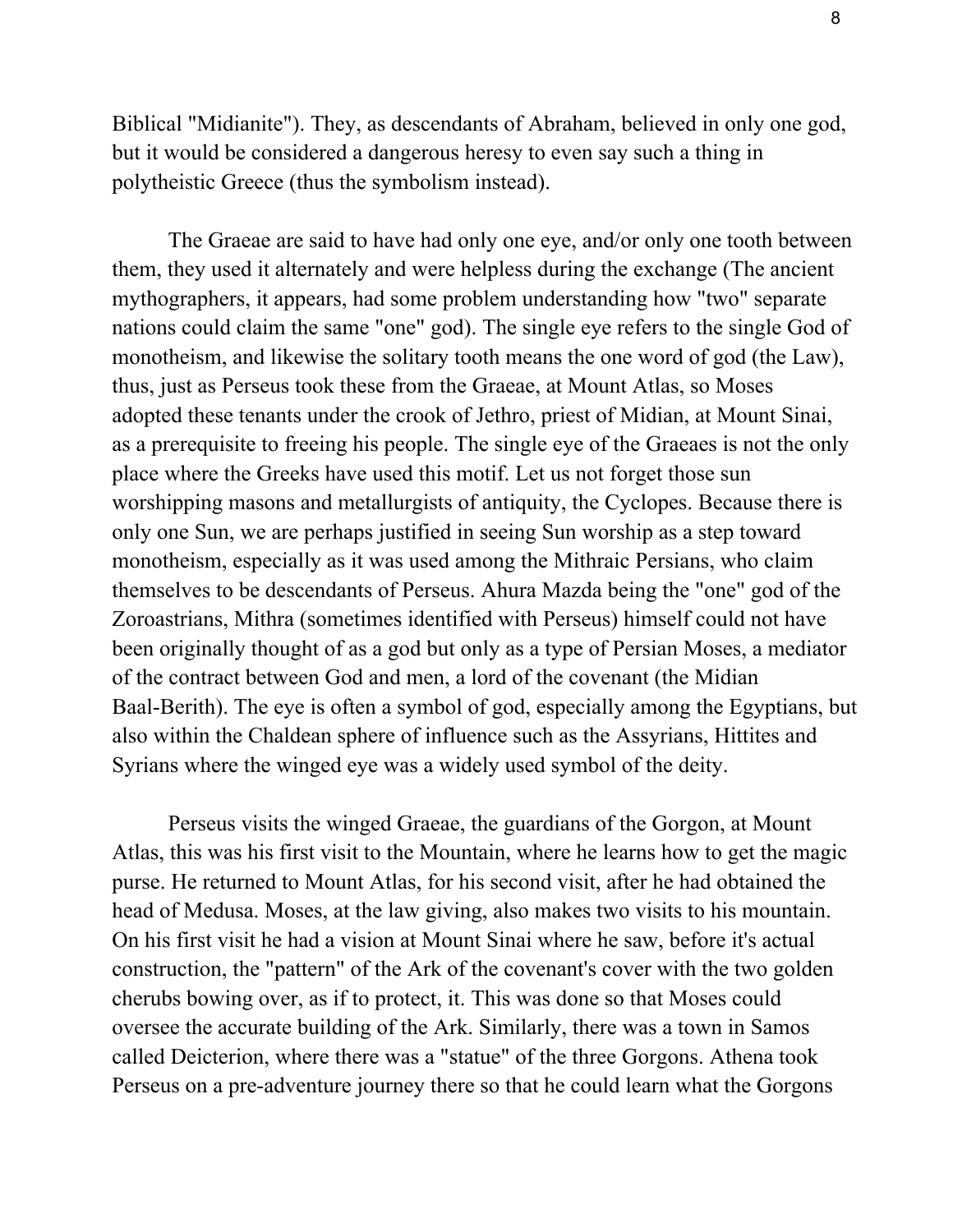Biblical "Midianite"). They, as descendants of Abraham, believed in only one god, but it would be considered a dangerous heresy to even say such a thing in polytheistic Greece (thus the symbolism instead).

The Graeae are said to have had only one eye, and/or only one tooth between them, they used it alternately and were helpless during the exchange (The ancient mythographers, it appears, had some problem understanding how "two" separate nations could claim the same "one" god). The single eye refers to the single God of monotheism, and likewise the solitary tooth means the one word of god (the Law), thus, just as Perseus took these from the Graeae, at Mount Atlas, so Moses adopted these tenants under the crook of Jethro, priest of Midian, at Mount Sinai, as a prerequisite to freeing his people. The single eye of the Graeaes is not the only place where the Greeks have used this motif. Let us not forget those sun worshipping masons and metallurgists of antiquity, the Cyclopes. Because there is only one Sun, we are perhaps justified in seeing Sun worship as a step toward monotheism, especially as it was used among the Mithraic Persians, who claim themselves to be descendants of Perseus. Ahura Mazda being the "one" god of the Zoroastrians, Mithra (sometimes identified with Perseus) himself could not have been originally thought of as a god but only as a type of Persian Moses, a mediator of the contract between God and men, a lord of the covenant (the Midian Baal-Berith). The eye is often a symbol of god, especially among the Egyptians, but also within the Chaldean sphere of influence such as the Assyrians, Hittites and Syrians where the winged eye was a widely used symbol of the deity.

Perseus visits the winged Graeae, the guardians of the Gorgon, at Mount Atlas, this was his first visit to the Mountain, where he learns how to get the magic purse. He returned to Mount Atlas, for his second visit, after he had obtained the head of Medusa. Moses, at the law giving, also makes two visits to his mountain. On his first visit he had a vision at Mount Sinai where he saw, before it's actual construction, the "pattern" of the Ark of the covenant's cover with the two golden cherubs bowing over, as if to protect, it. This was done so that Moses could oversee the accurate building of the Ark. Similarly, there was a town in Samos called Deicterion, where there was a "statue" of the three Gorgons. Athena took Perseus on a pre-adventure journey there so that he could learn what the Gorgons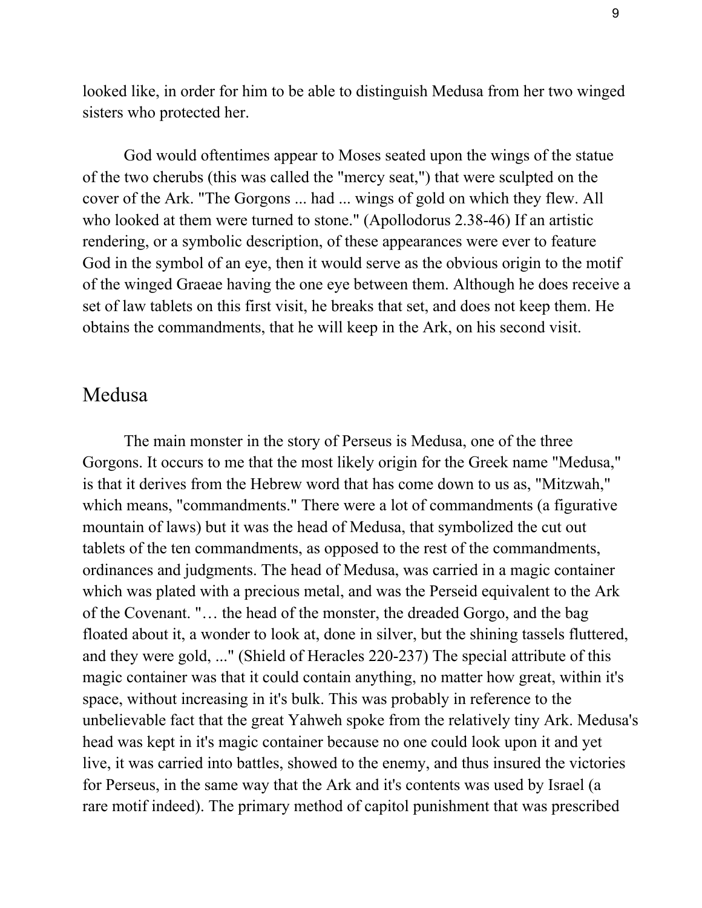looked like, in order for him to be able to distinguish Medusa from her two winged sisters who protected her.

God would oftentimes appear to Moses seated upon the wings of the statue of the two cherubs (this was called the "mercy seat,") that were sculpted on the cover of the Ark. "The Gorgons ... had ... wings of gold on which they flew. All who looked at them were turned to stone." (Apollodorus 2.38-46) If an artistic rendering, or a symbolic description, of these appearances were ever to feature God in the symbol of an eye, then it would serve as the obvious origin to the motif of the winged Graeae having the one eye between them. Although he does receive a set of law tablets on this first visit, he breaks that set, and does not keep them. He obtains the commandments, that he will keep in the Ark, on his second visit.

## Medusa

The main monster in the story of Perseus is Medusa, one of the three Gorgons. It occurs to me that the most likely origin for the Greek name "Medusa," is that it derives from the Hebrew word that has come down to us as, "Mitzwah," which means, "commandments." There were a lot of commandments (a figurative mountain of laws) but it was the head of Medusa, that symbolized the cut out tablets of the ten commandments, as opposed to the rest of the commandments, ordinances and judgments. The head of Medusa, was carried in a magic container which was plated with a precious metal, and was the Perseid equivalent to the Ark of the Covenant. "… the head of the monster, the dreaded Gorgo, and the bag floated about it, a wonder to look at, done in silver, but the shining tassels fluttered, and they were gold, ..." (Shield of Heracles 220-237) The special attribute of this magic container was that it could contain anything, no matter how great, within it's space, without increasing in it's bulk. This was probably in reference to the unbelievable fact that the great Yahweh spoke from the relatively tiny Ark. Medusa's head was kept in it's magic container because no one could look upon it and yet live, it was carried into battles, showed to the enemy, and thus insured the victories for Perseus, in the same way that the Ark and it's contents was used by Israel (a rare motif indeed). The primary method of capitol punishment that was prescribed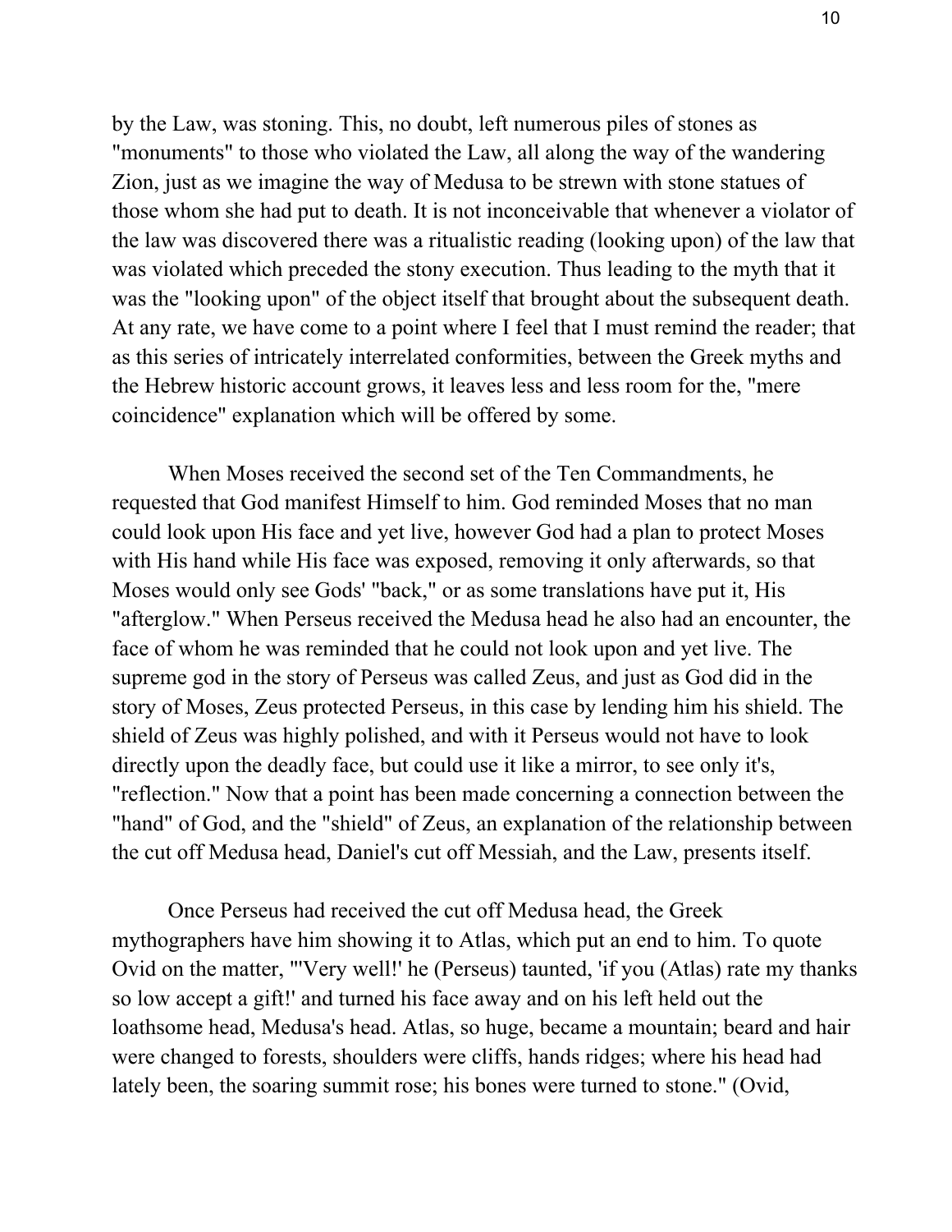by the Law, was stoning. This, no doubt, left numerous piles of stones as "monuments" to those who violated the Law, all along the way of the wandering Zion, just as we imagine the way of Medusa to be strewn with stone statues of those whom she had put to death. It is not inconceivable that whenever a violator of the law was discovered there was a ritualistic reading (looking upon) of the law that was violated which preceded the stony execution. Thus leading to the myth that it was the "looking upon" of the object itself that brought about the subsequent death. At any rate, we have come to a point where I feel that I must remind the reader; that as this series of intricately interrelated conformities, between the Greek myths and the Hebrew historic account grows, it leaves less and less room for the, "mere coincidence" explanation which will be offered by some.

When Moses received the second set of the Ten Commandments, he requested that God manifest Himself to him. God reminded Moses that no man could look upon His face and yet live, however God had a plan to protect Moses with His hand while His face was exposed, removing it only afterwards, so that Moses would only see Gods' "back," or as some translations have put it, His "afterglow." When Perseus received the Medusa head he also had an encounter, the face of whom he was reminded that he could not look upon and yet live. The supreme god in the story of Perseus was called Zeus, and just as God did in the story of Moses, Zeus protected Perseus, in this case by lending him his shield. The shield of Zeus was highly polished, and with it Perseus would not have to look directly upon the deadly face, but could use it like a mirror, to see only it's, "reflection." Now that a point has been made concerning a connection between the "hand" of God, and the "shield" of Zeus, an explanation of the relationship between the cut off Medusa head, Daniel's cut off Messiah, and the Law, presents itself.

Once Perseus had received the cut off Medusa head, the Greek mythographers have him showing it to Atlas, which put an end to him. To quote Ovid on the matter, "'Very well!' he (Perseus) taunted, 'if you (Atlas) rate my thanks so low accept a gift!' and turned his face away and on his left held out the loathsome head, Medusa's head. Atlas, so huge, became a mountain; beard and hair were changed to forests, shoulders were cliffs, hands ridges; where his head had lately been, the soaring summit rose; his bones were turned to stone." (Ovid,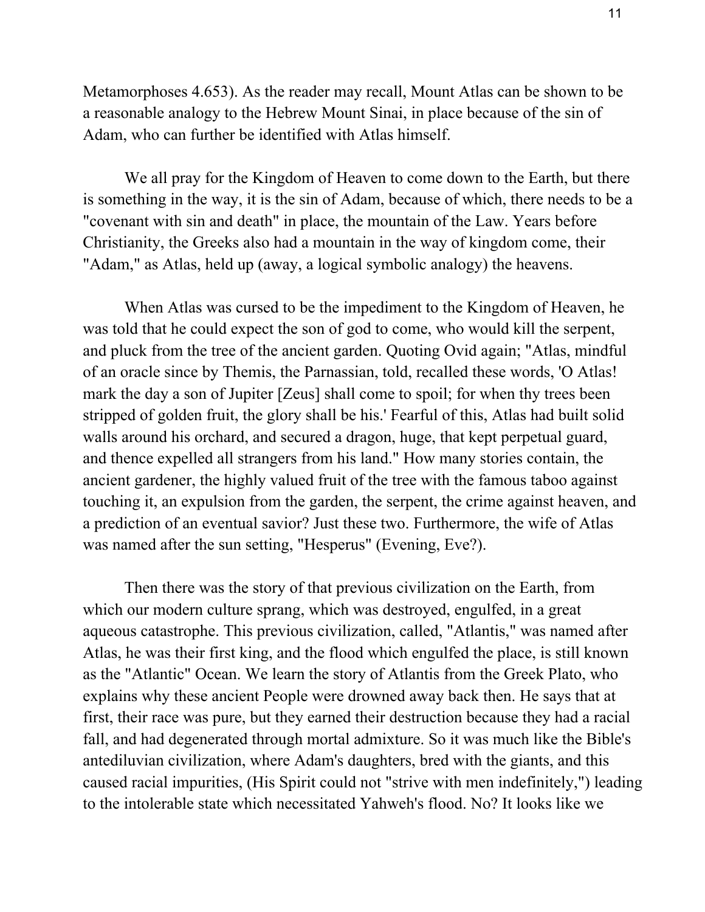Metamorphoses 4.653). As the reader may recall, Mount Atlas can be shown to be a reasonable analogy to the Hebrew Mount Sinai, in place because of the sin of Adam, who can further be identified with Atlas himself.

We all pray for the Kingdom of Heaven to come down to the Earth, but there is something in the way, it is the sin of Adam, because of which, there needs to be a "covenant with sin and death" in place, the mountain of the Law. Years before Christianity, the Greeks also had a mountain in the way of kingdom come, their "Adam," as Atlas, held up (away, a logical symbolic analogy) the heavens.

When Atlas was cursed to be the impediment to the Kingdom of Heaven, he was told that he could expect the son of god to come, who would kill the serpent, and pluck from the tree of the ancient garden. Quoting Ovid again; "Atlas, mindful of an oracle since by Themis, the Parnassian, told, recalled these words, 'O Atlas! mark the day a son of Jupiter [Zeus] shall come to spoil; for when thy trees been stripped of golden fruit, the glory shall be his.' Fearful of this, Atlas had built solid walls around his orchard, and secured a dragon, huge, that kept perpetual guard, and thence expelled all strangers from his land." How many stories contain, the ancient gardener, the highly valued fruit of the tree with the famous taboo against touching it, an expulsion from the garden, the serpent, the crime against heaven, and a prediction of an eventual savior? Just these two. Furthermore, the wife of Atlas was named after the sun setting, "Hesperus" (Evening, Eve?).

Then there was the story of that previous civilization on the Earth, from which our modern culture sprang, which was destroyed, engulfed, in a great aqueous catastrophe. This previous civilization, called, "Atlantis," was named after Atlas, he was their first king, and the flood which engulfed the place, is still known as the "Atlantic" Ocean. We learn the story of Atlantis from the Greek Plato, who explains why these ancient People were drowned away back then. He says that at first, their race was pure, but they earned their destruction because they had a racial fall, and had degenerated through mortal admixture. So it was much like the Bible's antediluvian civilization, where Adam's daughters, bred with the giants, and this caused racial impurities, (His Spirit could not "strive with men indefinitely,") leading to the intolerable state which necessitated Yahweh's flood. No? It looks like we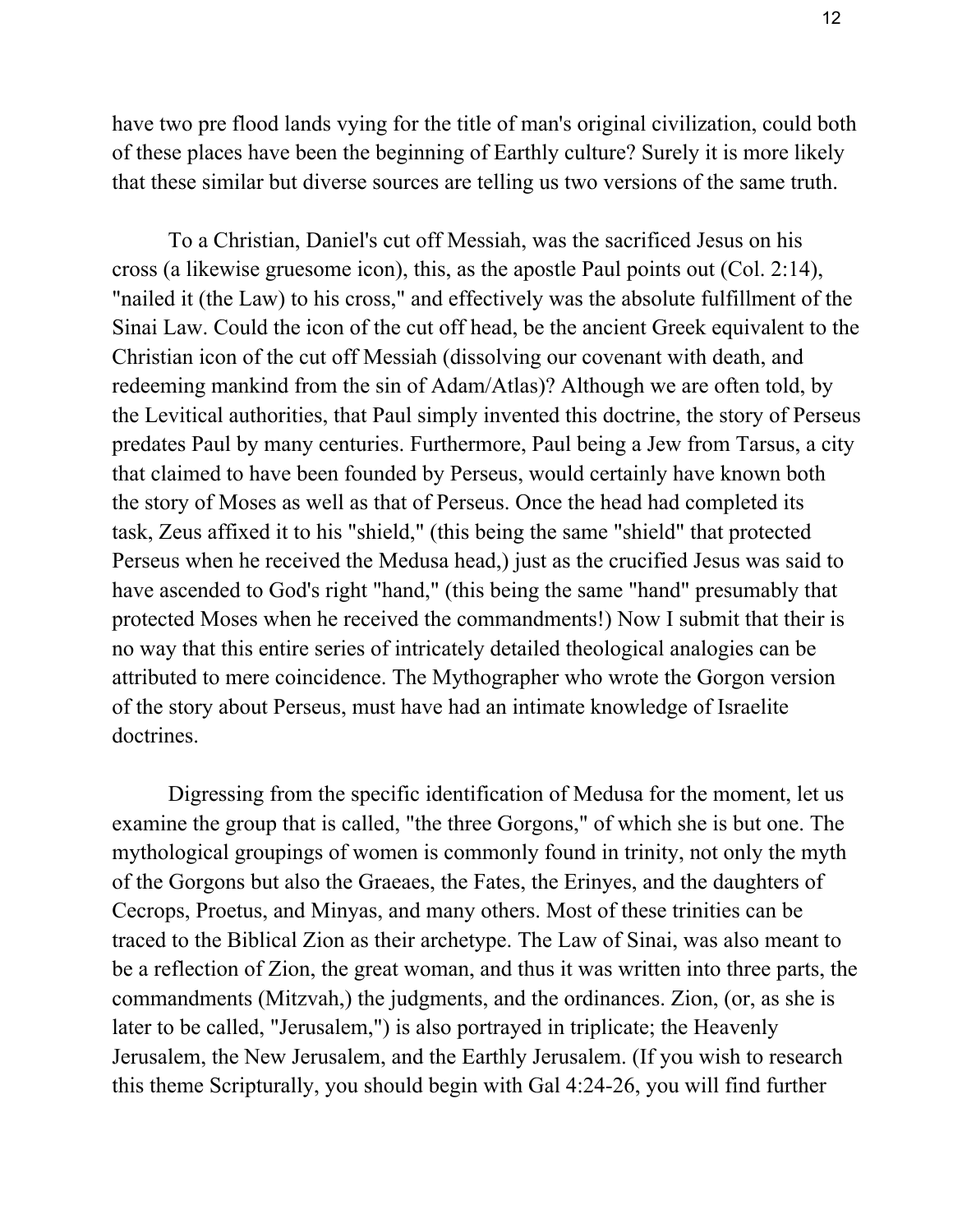have two pre flood lands vying for the title of man's original civilization, could both of these places have been the beginning of Earthly culture? Surely it is more likely that these similar but diverse sources are telling us two versions of the same truth.

To a Christian, Daniel's cut off Messiah, was the sacrificed Jesus on his cross (a likewise gruesome icon), this, as the apostle Paul points out (Col. 2:14), "nailed it (the Law) to his cross," and effectively was the absolute fulfillment of the Sinai Law. Could the icon of the cut off head, be the ancient Greek equivalent to the Christian icon of the cut off Messiah (dissolving our covenant with death, and redeeming mankind from the sin of Adam/Atlas)? Although we are often told, by the Levitical authorities, that Paul simply invented this doctrine, the story of Perseus predates Paul by many centuries. Furthermore, Paul being a Jew from Tarsus, a city that claimed to have been founded by Perseus, would certainly have known both the story of Moses as well as that of Perseus. Once the head had completed its task, Zeus affixed it to his "shield," (this being the same "shield" that protected Perseus when he received the Medusa head,) just as the crucified Jesus was said to have ascended to God's right "hand," (this being the same "hand" presumably that protected Moses when he received the commandments!) Now I submit that their is no way that this entire series of intricately detailed theological analogies can be attributed to mere coincidence. The Mythographer who wrote the Gorgon version of the story about Perseus, must have had an intimate knowledge of Israelite doctrines.

Digressing from the specific identification of Medusa for the moment, let us examine the group that is called, "the three Gorgons," of which she is but one. The mythological groupings of women is commonly found in trinity, not only the myth of the Gorgons but also the Graeaes, the Fates, the Erinyes, and the daughters of Cecrops, Proetus, and Minyas, and many others. Most of these trinities can be traced to the Biblical Zion as their archetype. The Law of Sinai, was also meant to be a reflection of Zion, the great woman, and thus it was written into three parts, the commandments (Mitzvah,) the judgments, and the ordinances. Zion, (or, as she is later to be called, "Jerusalem,") is also portrayed in triplicate; the Heavenly Jerusalem, the New Jerusalem, and the Earthly Jerusalem. (If you wish to research this theme Scripturally, you should begin with Gal 4:24-26, you will find further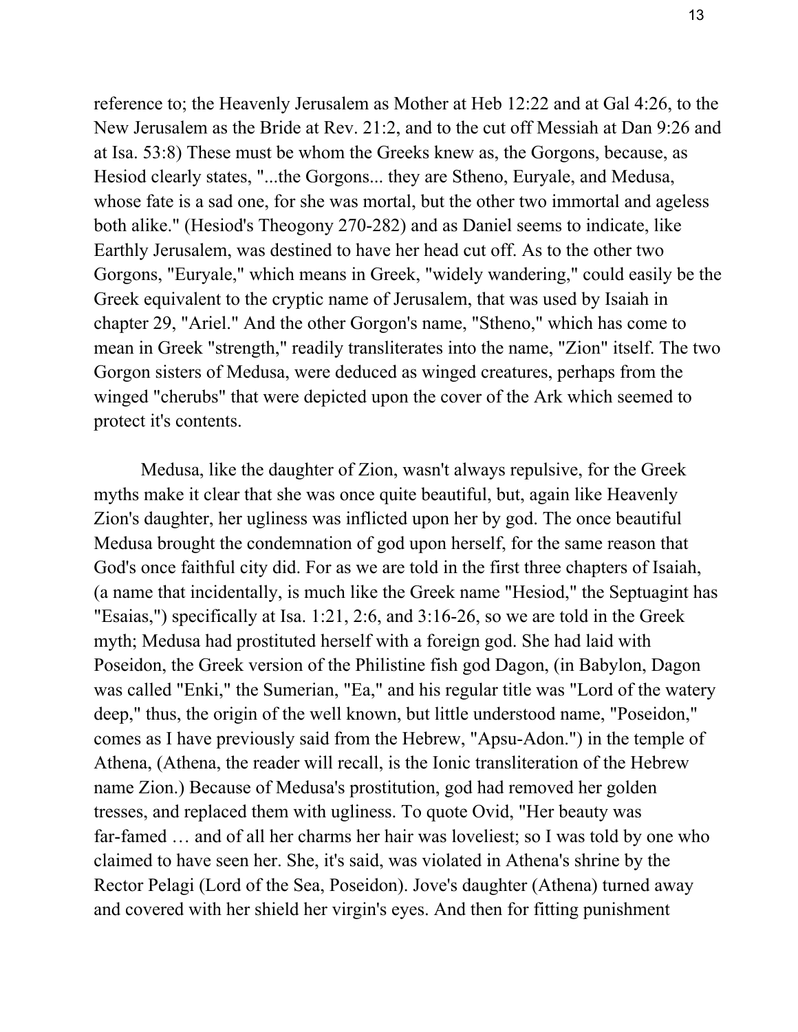reference to; the Heavenly Jerusalem as Mother at Heb 12:22 and at Gal 4:26, to the New Jerusalem as the Bride at Rev. 21:2, and to the cut off Messiah at Dan 9:26 and at Isa. 53:8) These must be whom the Greeks knew as, the Gorgons, because, as Hesiod clearly states, "...the Gorgons... they are Stheno, Euryale, and Medusa, whose fate is a sad one, for she was mortal, but the other two immortal and ageless both alike." (Hesiod's Theogony 270-282) and as Daniel seems to indicate, like Earthly Jerusalem, was destined to have her head cut off. As to the other two Gorgons, "Euryale," which means in Greek, "widely wandering," could easily be the Greek equivalent to the cryptic name of Jerusalem, that was used by Isaiah in chapter 29, "Ariel." And the other Gorgon's name, "Stheno," which has come to mean in Greek "strength," readily transliterates into the name, "Zion" itself. The two Gorgon sisters of Medusa, were deduced as winged creatures, perhaps from the winged "cherubs" that were depicted upon the cover of the Ark which seemed to protect it's contents.

Medusa, like the daughter of Zion, wasn't always repulsive, for the Greek myths make it clear that she was once quite beautiful, but, again like Heavenly Zion's daughter, her ugliness was inflicted upon her by god. The once beautiful Medusa brought the condemnation of god upon herself, for the same reason that God's once faithful city did. For as we are told in the first three chapters of Isaiah, (a name that incidentally, is much like the Greek name "Hesiod," the Septuagint has "Esaias,") specifically at Isa. 1:21, 2:6, and 3:16-26, so we are told in the Greek myth; Medusa had prostituted herself with a foreign god. She had laid with Poseidon, the Greek version of the Philistine fish god Dagon, (in Babylon, Dagon was called "Enki," the Sumerian, "Ea," and his regular title was "Lord of the watery deep," thus, the origin of the well known, but little understood name, "Poseidon," comes as I have previously said from the Hebrew, "Apsu-Adon.") in the temple of Athena, (Athena, the reader will recall, is the Ionic transliteration of the Hebrew name Zion.) Because of Medusa's prostitution, god had removed her golden tresses, and replaced them with ugliness. To quote Ovid, "Her beauty was far-famed … and of all her charms her hair was loveliest; so I was told by one who claimed to have seen her. She, it's said, was violated in Athena's shrine by the Rector Pelagi (Lord of the Sea, Poseidon). Jove's daughter (Athena) turned away and covered with her shield her virgin's eyes. And then for fitting punishment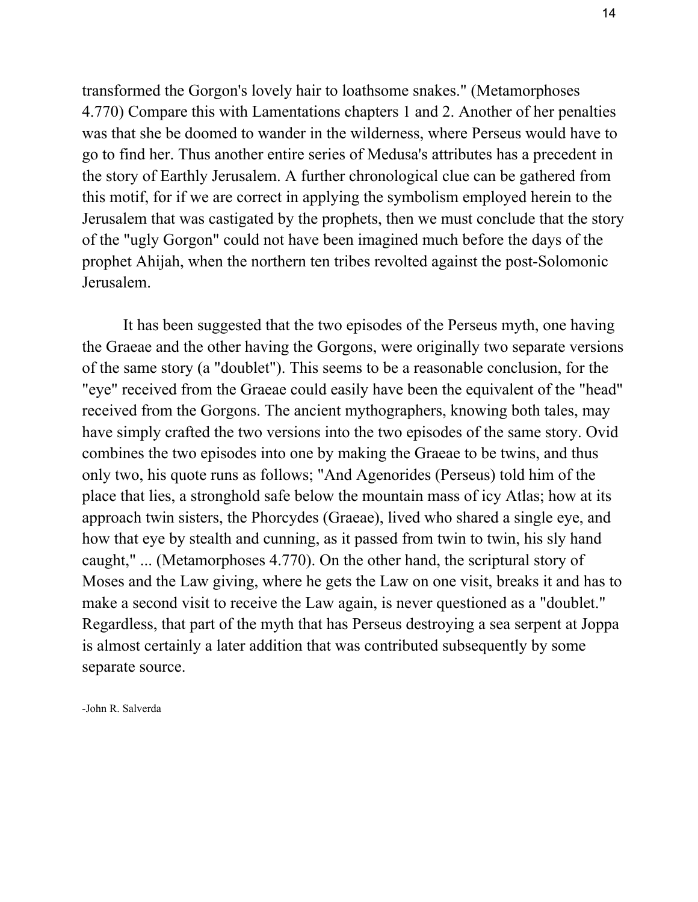transformed the Gorgon's lovely hair to loathsome snakes." (Metamorphoses 4.770) Compare this with Lamentations chapters 1 and 2. Another of her penalties was that she be doomed to wander in the wilderness, where Perseus would have to go to find her. Thus another entire series of Medusa's attributes has a precedent in the story of Earthly Jerusalem. A further chronological clue can be gathered from this motif, for if we are correct in applying the symbolism employed herein to the Jerusalem that was castigated by the prophets, then we must conclude that the story of the "ugly Gorgon" could not have been imagined much before the days of the prophet Ahijah, when the northern ten tribes revolted against the post-Solomonic Jerusalem.

It has been suggested that the two episodes of the Perseus myth, one having the Graeae and the other having the Gorgons, were originally two separate versions of the same story (a "doublet"). This seems to be a reasonable conclusion, for the "eye" received from the Graeae could easily have been the equivalent of the "head" received from the Gorgons. The ancient mythographers, knowing both tales, may have simply crafted the two versions into the two episodes of the same story. Ovid combines the two episodes into one by making the Graeae to be twins, and thus only two, his quote runs as follows; "And Agenorides (Perseus) told him of the place that lies, a stronghold safe below the mountain mass of icy Atlas; how at its approach twin sisters, the Phorcydes (Graeae), lived who shared a single eye, and how that eye by stealth and cunning, as it passed from twin to twin, his sly hand caught," ... (Metamorphoses 4.770). On the other hand, the scriptural story of Moses and the Law giving, where he gets the Law on one visit, breaks it and has to make a second visit to receive the Law again, is never questioned as a "doublet." Regardless, that part of the myth that has Perseus destroying a sea serpent at Joppa is almost certainly a later addition that was contributed subsequently by some separate source.

-John R. Salverda